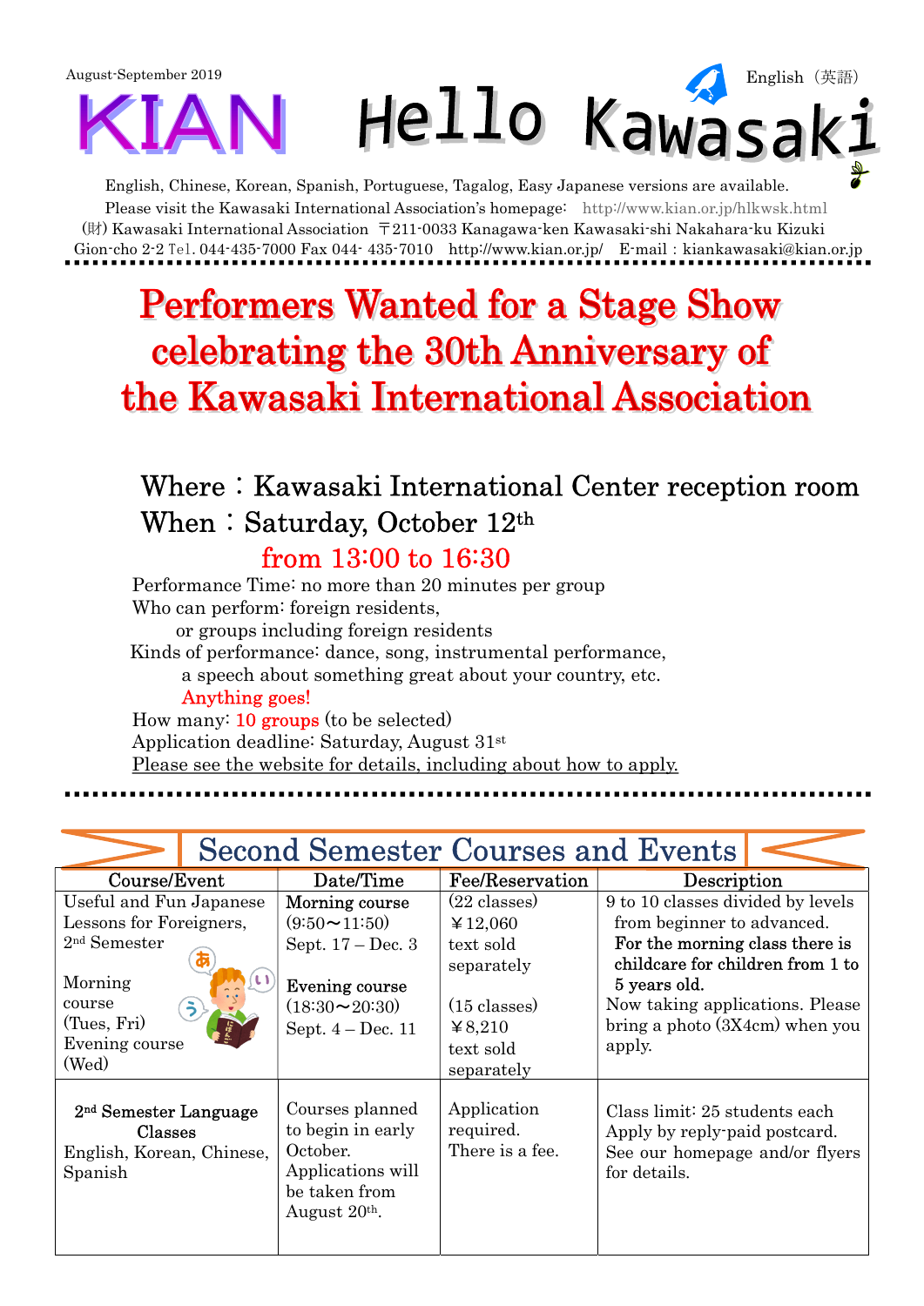August-September 2019

English（英語）

# KIAN Hello Kawasaki

English, Chinese, Korean, Spanish, Portuguese, Tagalog, Easy Japanese versions are available.
Please visit the Kawasaki International Association's homepage: http://www.kian.or.jp/hlkwsk.html
(財) Kawasaki International Association 〒211-0033 Kanagawa-ken Kawasaki-shi Nakahara-ku Kizuki Gion-cho 2-2 Tel. 044-435-7000 Fax 044- 435-7010 http://www.kian.or.jp/ E-mail：kiankawasaki@kian.or.jp

## Performers Wanted for a Stage Show celebrating the 30th Anniversary of the Kawasaki International Association

Where：Kawasaki International Center reception room
When：Saturday, October 12th
from 13:00 to 16:30

Performance Time: no more than 20 minutes per group
Who can perform: foreign residents, or groups including foreign residents
Kinds of performance: dance, song, instrumental performance, a speech about something great about your country, etc.
Anything goes!
How many: 10 groups (to be selected)
Application deadline: Saturday, August 31st
Please see the website for details, including about how to apply.

## Second Semester Courses and Events

| Course/Event | Date/Time | Fee/Reservation | Description |
|---|---|---|---|
| Useful and Fun Japanese Lessons for Foreigners, 2nd Semester<br><br>Morning course (Tues, Fri)<br>Evening course (Wed) | **Morning course**<br>(9:50～11:50)<br>Sept. 17 – Dec. 3<br><br>**Evening course**<br>(18:30～20:30)<br>Sept. 4 – Dec. 11 | (22 classes)<br>￥12,060<br>text sold separately<br><br>(15 classes)<br>￥8,210<br>text sold separately | 9 to 10 classes divided by levels from beginner to advanced. **For the morning class there is childcare for children from 1 to 5 years old.** Now taking applications. Please bring a photo (3X4cm) when you apply. |
| 2nd Semester Language Classes<br>English, Korean, Chinese, Spanish | Courses planned to begin in early October. Applications will be taken from August 20th. | Application required. There is a fee. | Class limit: 25 students each<br>Apply by reply-paid postcard. See our homepage and/or flyers for details. |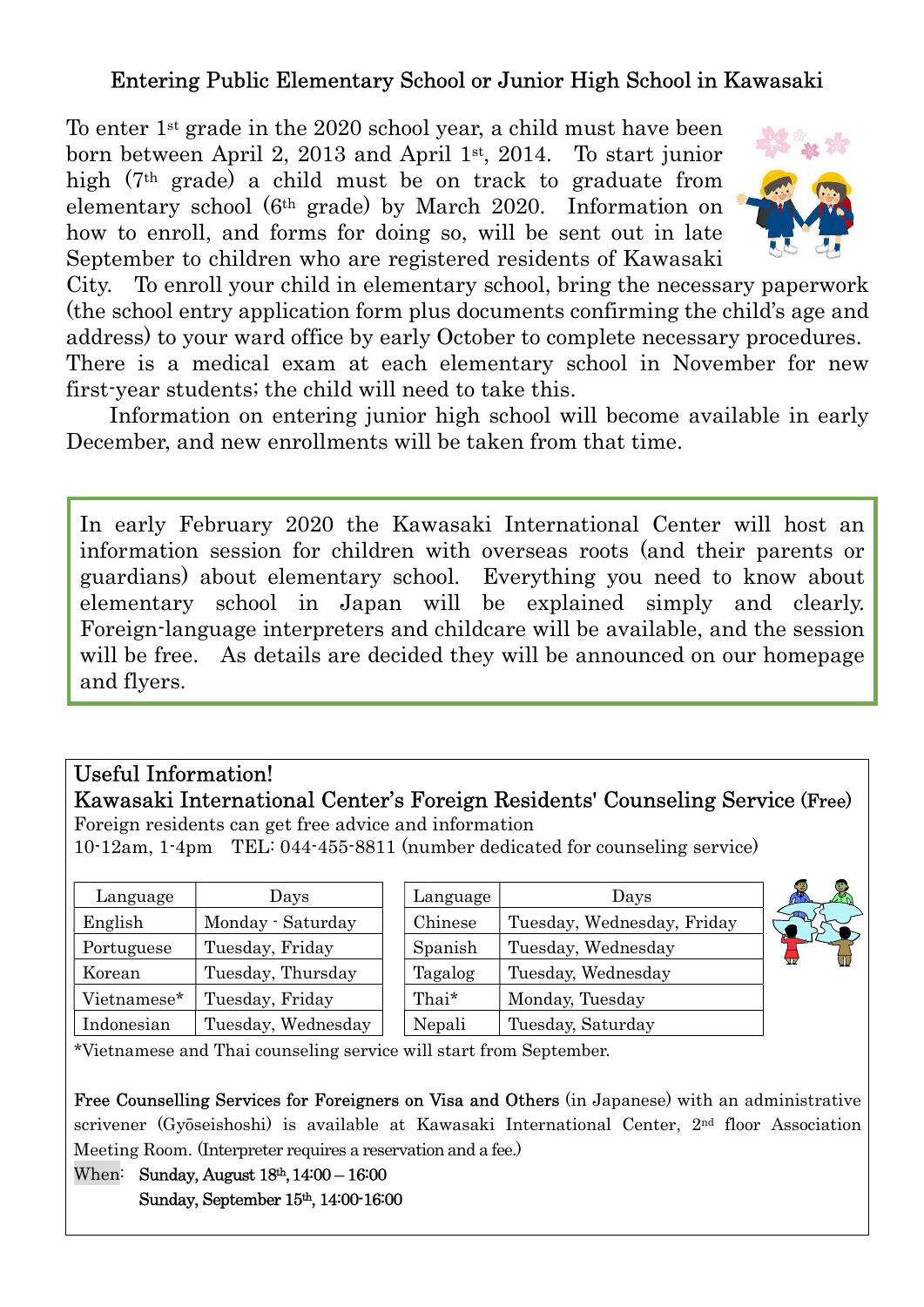## Entering Public Elementary School or Junior High School in Kawasaki

To enter 1st grade in the 2020 school year, a child must have been born between April 2, 2013 and April 1st, 2014. To start junior high (7th grade) a child must be on track to graduate from elementary school (6th grade) by March 2020. Information on how to enroll, and forms for doing so, will be sent out in late September to children who are registered residents of Kawasaki City. To enroll your child in elementary school, bring the necessary paperwork (the school entry application form plus documents confirming the child's age and address) to your ward office by early October to complete necessary procedures. There is a medical exam at each elementary school in November for new first-year students; the child will need to take this.

Information on entering junior high school will become available in early December, and new enrollments will be taken from that time.

In early February 2020 the Kawasaki International Center will host an information session for children with overseas roots (and their parents or guardians) about elementary school. Everything you need to know about elementary school in Japan will be explained simply and clearly. Foreign-language interpreters and childcare will be available, and the session will be free. As details are decided they will be announced on our homepage and flyers.

### Useful Information!

**Kawasaki International Center's Foreign Residents' Counseling Service (Free)**

Foreign residents can get free advice and information

10-12am, 1-4pm TEL: 044-455-8811 (number dedicated for counseling service)

| Language | Days |
|---|---|
| English | Monday - Saturday |
| Portuguese | Tuesday, Friday |
| Korean | Tuesday, Thursday |
| Vietnamese* | Tuesday, Friday |
| Indonesian | Tuesday, Wednesday |
| Chinese | Tuesday, Wednesday, Friday |
| Spanish | Tuesday, Wednesday |
| Tagalog | Tuesday, Wednesday |
| Thai* | Monday, Tuesday |
| Nepali | Tuesday, Saturday |

*Vietnamese and Thai counseling service will start from September.

**Free Counselling Services for Foreigners on Visa and Others** (in Japanese) with an administrative scrivener (Gyōseishoshi) is available at Kawasaki International Center, 2nd floor Association Meeting Room. (Interpreter requires a reservation and a fee.)

When: Sunday, August 18th, 14:00 – 16:00
Sunday, September 15th, 14:00-16:00